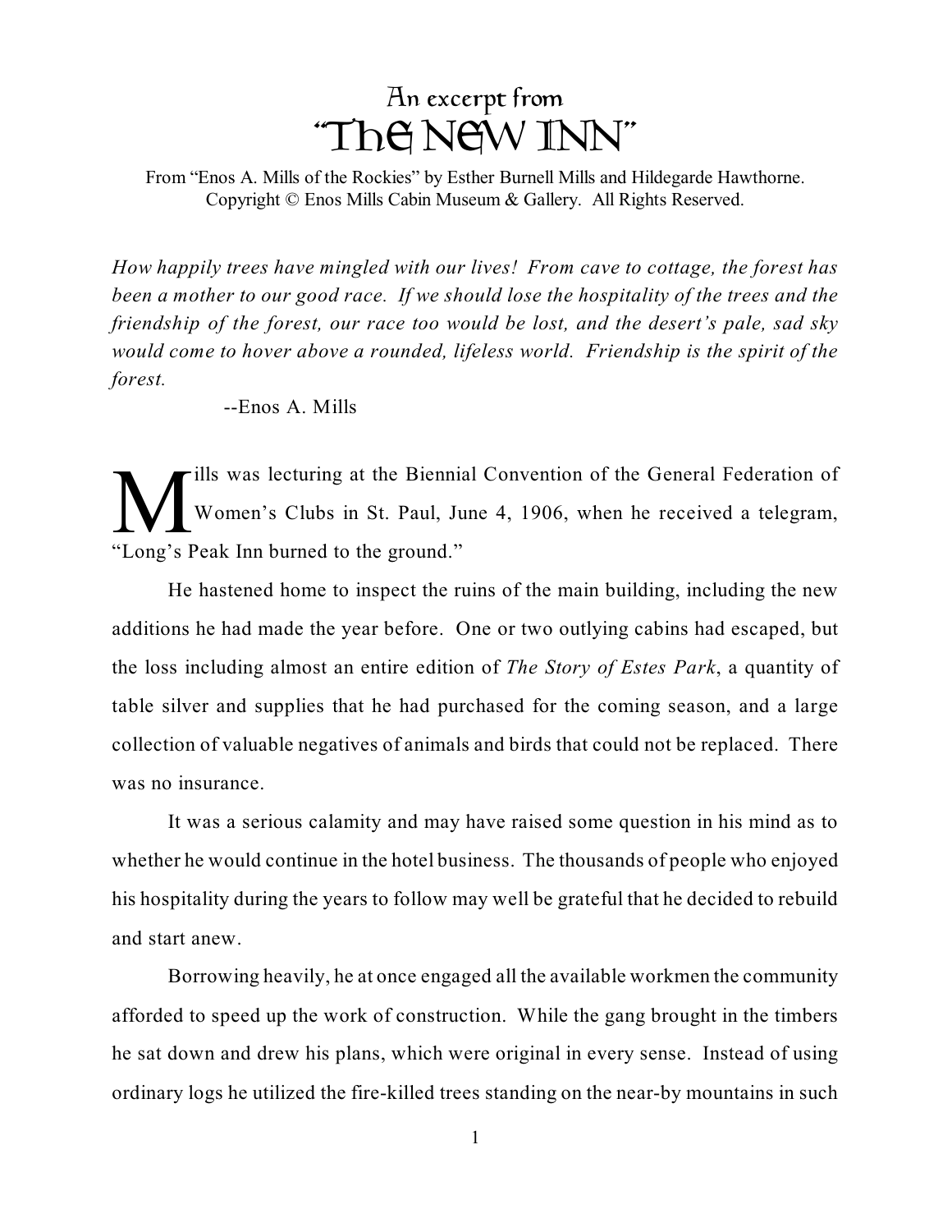## An excerpt from
# "The New Inn"

From "Enos A. Mills of the Rockies" by Esther Burnell Mills and Hildegarde Hawthorne.
Copyright © Enos Mills Cabin Museum & Gallery. All Rights Reserved.

*How happily trees have mingled with our lives! From cave to cottage, the forest has been a mother to our good race. If we should lose the hospitality of the trees and the friendship of the forest, our race too would be lost, and the desert's pale, sad sky would come to hover above a rounded, lifeless world. Friendship is the spirit of the forest.*

--Enos A. Mills

Mills was lecturing at the Biennial Convention of the General Federation of Women's Clubs in St. Paul, June 4, 1906, when he received a telegram, "Long's Peak Inn burned to the ground."

He hastened home to inspect the ruins of the main building, including the new additions he had made the year before. One or two outlying cabins had escaped, but the loss including almost an entire edition of *The Story of Estes Park*, a quantity of table silver and supplies that he had purchased for the coming season, and a large collection of valuable negatives of animals and birds that could not be replaced. There was no insurance.

It was a serious calamity and may have raised some question in his mind as to whether he would continue in the hotel business. The thousands of people who enjoyed his hospitality during the years to follow may well be grateful that he decided to rebuild and start anew.

Borrowing heavily, he at once engaged all the available workmen the community afforded to speed up the work of construction. While the gang brought in the timbers he sat down and drew his plans, which were original in every sense. Instead of using ordinary logs he utilized the fire-killed trees standing on the near-by mountains in such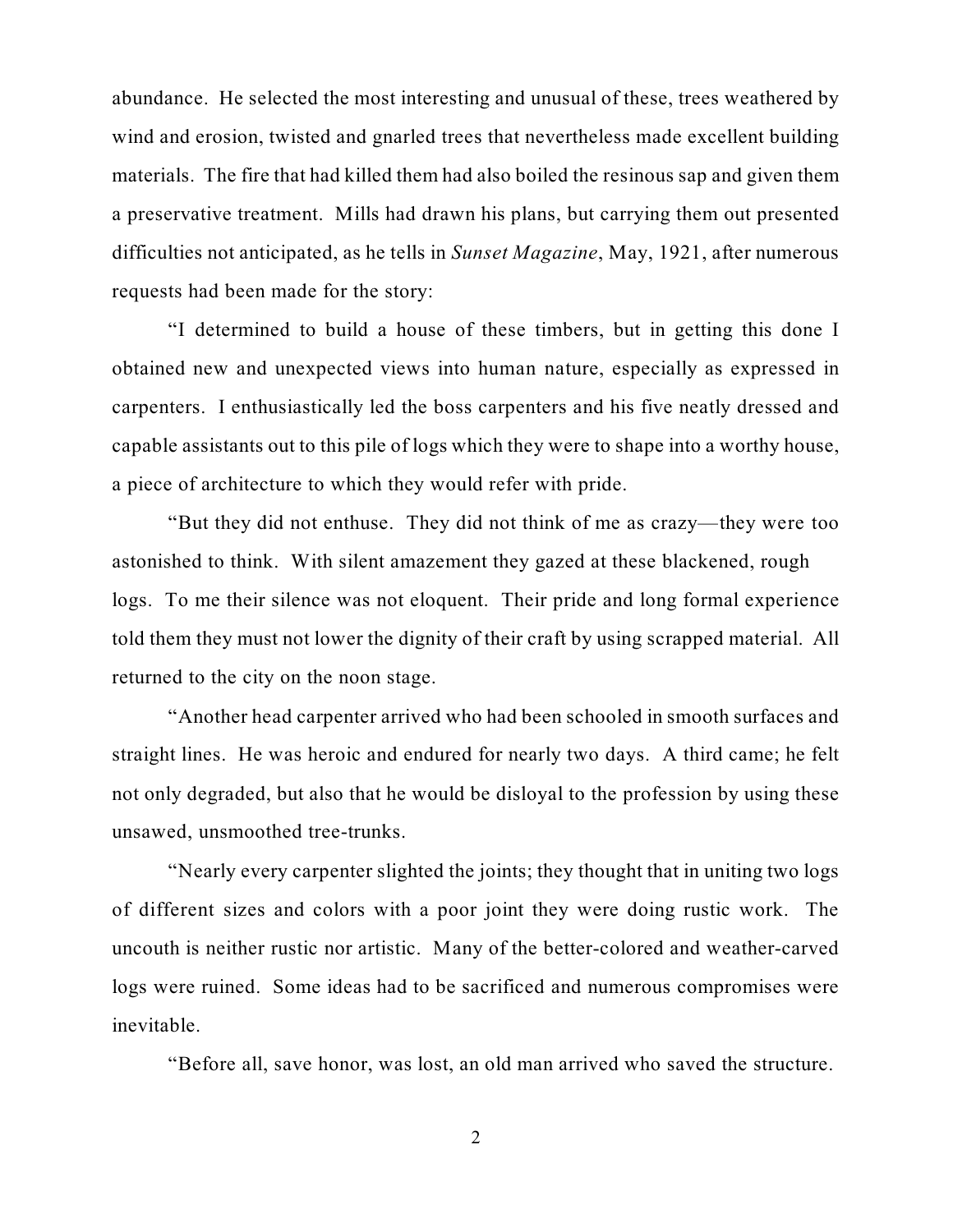abundance. He selected the most interesting and unusual of these, trees weathered by wind and erosion, twisted and gnarled trees that nevertheless made excellent building materials. The fire that had killed them had also boiled the resinous sap and given them a preservative treatment. Mills had drawn his plans, but carrying them out presented difficulties not anticipated, as he tells in *Sunset Magazine*, May, 1921, after numerous requests had been made for the story:

"I determined to build a house of these timbers, but in getting this done I obtained new and unexpected views into human nature, especially as expressed in carpenters. I enthusiastically led the boss carpenters and his five neatly dressed and capable assistants out to this pile of logs which they were to shape into a worthy house, a piece of architecture to which they would refer with pride.

"But they did not enthuse. They did not think of me as crazy—they were too astonished to think. With silent amazement they gazed at these blackened, rough logs. To me their silence was not eloquent. Their pride and long formal experience told them they must not lower the dignity of their craft by using scrapped material. All returned to the city on the noon stage.

"Another head carpenter arrived who had been schooled in smooth surfaces and straight lines. He was heroic and endured for nearly two days. A third came; he felt not only degraded, but also that he would be disloyal to the profession by using these unsawed, unsmoothed tree-trunks.

"Nearly every carpenter slighted the joints; they thought that in uniting two logs of different sizes and colors with a poor joint they were doing rustic work. The uncouth is neither rustic nor artistic. Many of the better-colored and weather-carved logs were ruined. Some ideas had to be sacrificed and numerous compromises were inevitable.

"Before all, save honor, was lost, an old man arrived who saved the structure.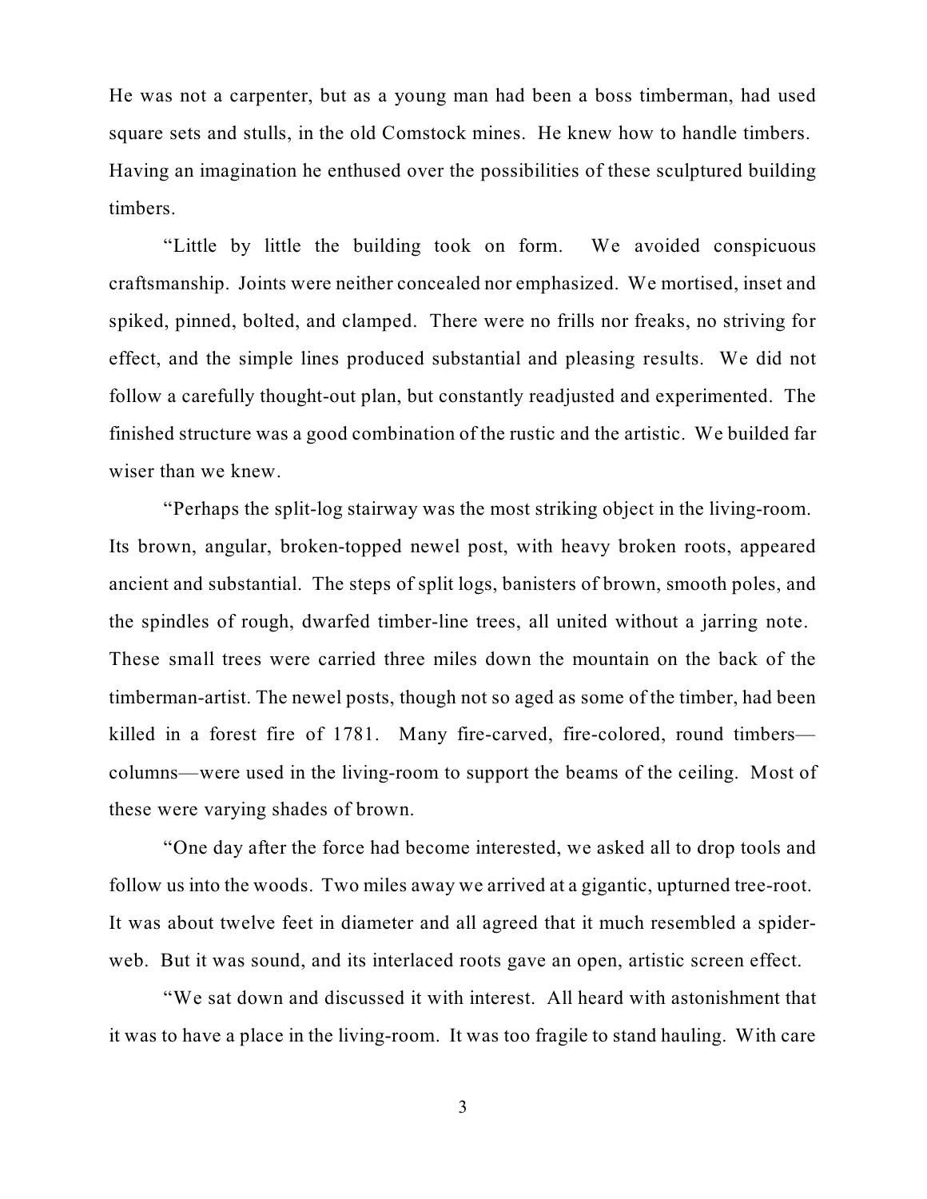He was not a carpenter, but as a young man had been a boss timberman, had used square sets and stulls, in the old Comstock mines. He knew how to handle timbers. Having an imagination he enthused over the possibilities of these sculptured building timbers.

"Little by little the building took on form. We avoided conspicuous craftsmanship. Joints were neither concealed nor emphasized. We mortised, inset and spiked, pinned, bolted, and clamped. There were no frills nor freaks, no striving for effect, and the simple lines produced substantial and pleasing results. We did not follow a carefully thought-out plan, but constantly readjusted and experimented. The finished structure was a good combination of the rustic and the artistic. We builded far wiser than we knew.

"Perhaps the split-log stairway was the most striking object in the living-room. Its brown, angular, broken-topped newel post, with heavy broken roots, appeared ancient and substantial. The steps of split logs, banisters of brown, smooth poles, and the spindles of rough, dwarfed timber-line trees, all united without a jarring note. These small trees were carried three miles down the mountain on the back of the timberman-artist. The newel posts, though not so aged as some of the timber, had been killed in a forest fire of 1781. Many fire-carved, fire-colored, round timbers—columns—were used in the living-room to support the beams of the ceiling. Most of these were varying shades of brown.

"One day after the force had become interested, we asked all to drop tools and follow us into the woods. Two miles away we arrived at a gigantic, upturned tree-root. It was about twelve feet in diameter and all agreed that it much resembled a spider-web. But it was sound, and its interlaced roots gave an open, artistic screen effect.

"We sat down and discussed it with interest. All heard with astonishment that it was to have a place in the living-room. It was too fragile to stand hauling. With care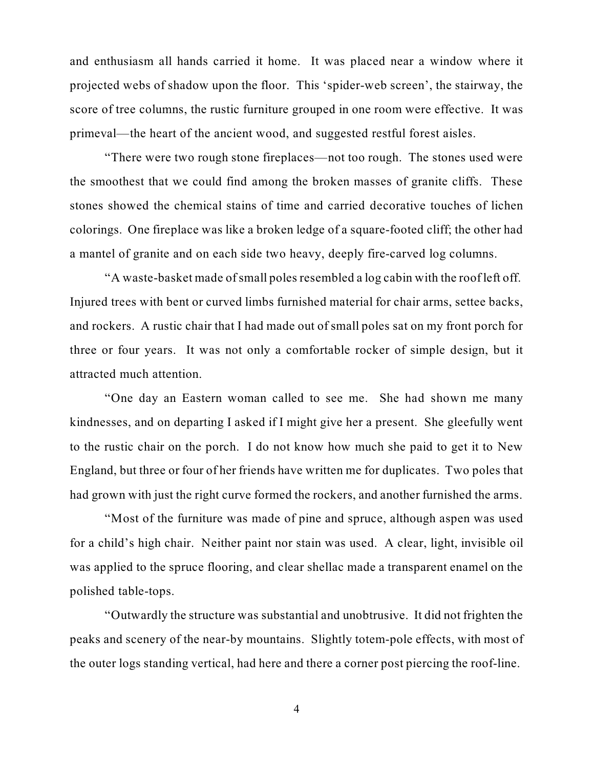and enthusiasm all hands carried it home. It was placed near a window where it projected webs of shadow upon the floor. This 'spider-web screen', the stairway, the score of tree columns, the rustic furniture grouped in one room were effective. It was primeval—the heart of the ancient wood, and suggested restful forest aisles.

"There were two rough stone fireplaces—not too rough. The stones used were the smoothest that we could find among the broken masses of granite cliffs. These stones showed the chemical stains of time and carried decorative touches of lichen colorings. One fireplace was like a broken ledge of a square-footed cliff; the other had a mantel of granite and on each side two heavy, deeply fire-carved log columns.

"A waste-basket made of small poles resembled a log cabin with the roof left off. Injured trees with bent or curved limbs furnished material for chair arms, settee backs, and rockers. A rustic chair that I had made out of small poles sat on my front porch for three or four years. It was not only a comfortable rocker of simple design, but it attracted much attention.

"One day an Eastern woman called to see me. She had shown me many kindnesses, and on departing I asked if I might give her a present. She gleefully went to the rustic chair on the porch. I do not know how much she paid to get it to New England, but three or four of her friends have written me for duplicates. Two poles that had grown with just the right curve formed the rockers, and another furnished the arms.

"Most of the furniture was made of pine and spruce, although aspen was used for a child's high chair. Neither paint nor stain was used. A clear, light, invisible oil was applied to the spruce flooring, and clear shellac made a transparent enamel on the polished table-tops.

"Outwardly the structure was substantial and unobtrusive. It did not frighten the peaks and scenery of the near-by mountains. Slightly totem-pole effects, with most of the outer logs standing vertical, had here and there a corner post piercing the roof-line.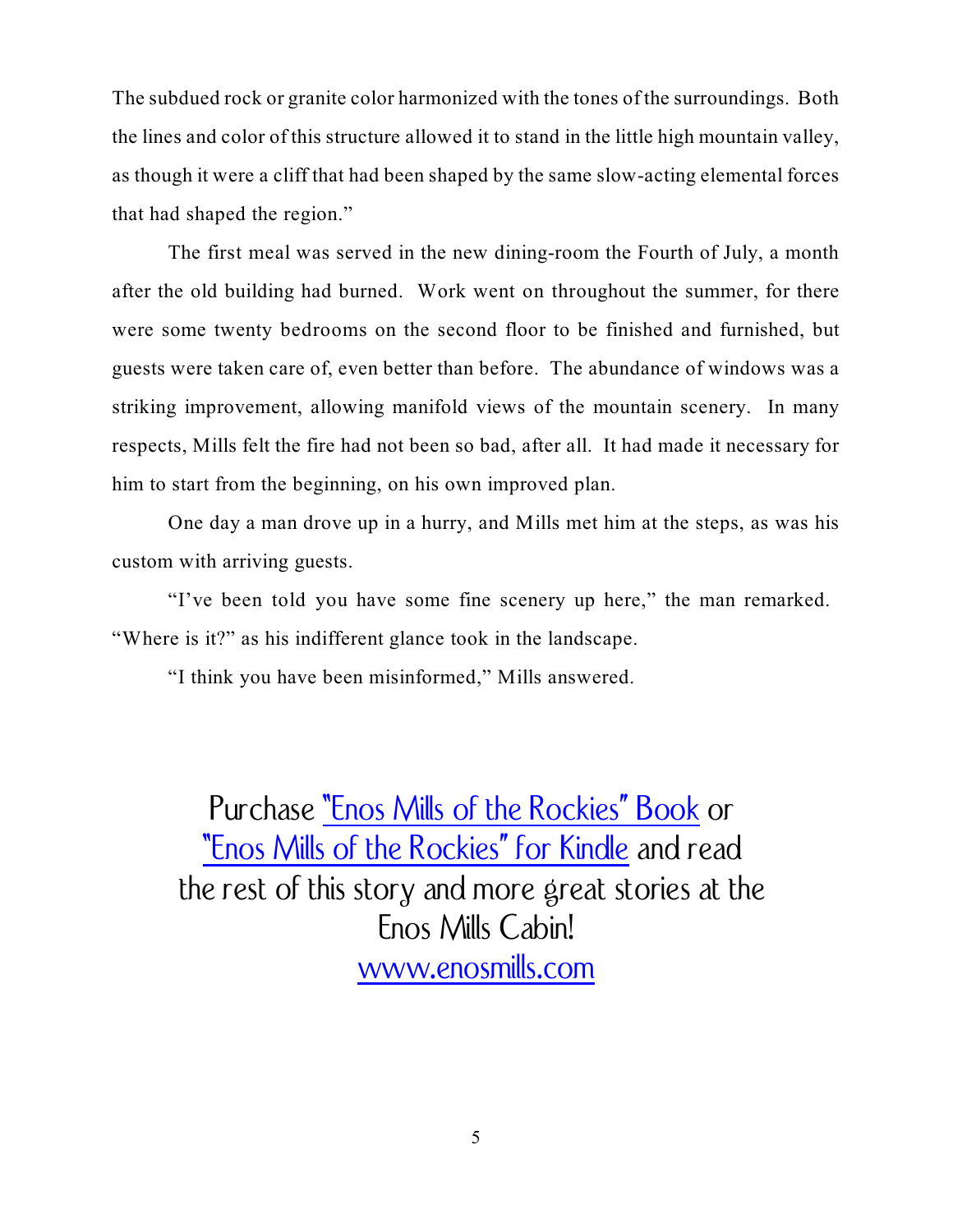The subdued rock or granite color harmonized with the tones of the surroundings. Both the lines and color of this structure allowed it to stand in the little high mountain valley, as though it were a cliff that had been shaped by the same slow-acting elemental forces that had shaped the region."

The first meal was served in the new dining-room the Fourth of July, a month after the old building had burned. Work went on throughout the summer, for there were some twenty bedrooms on the second floor to be finished and furnished, but guests were taken care of, even better than before. The abundance of windows was a striking improvement, allowing manifold views of the mountain scenery. In many respects, Mills felt the fire had not been so bad, after all. It had made it necessary for him to start from the beginning, on his own improved plan.

One day a man drove up in a hurry, and Mills met him at the steps, as was his custom with arriving guests.

"I've been told you have some fine scenery up here," the man remarked. "Where is it?" as his indifferent glance took in the landscape.

"I think you have been misinformed," Mills answered.

Purchase "Enos Mills of the Rockies" Book or "Enos Mills of the Rockies" for Kindle and read the rest of this story and more great stories at the Enos Mills Cabin!
www.enosmills.com